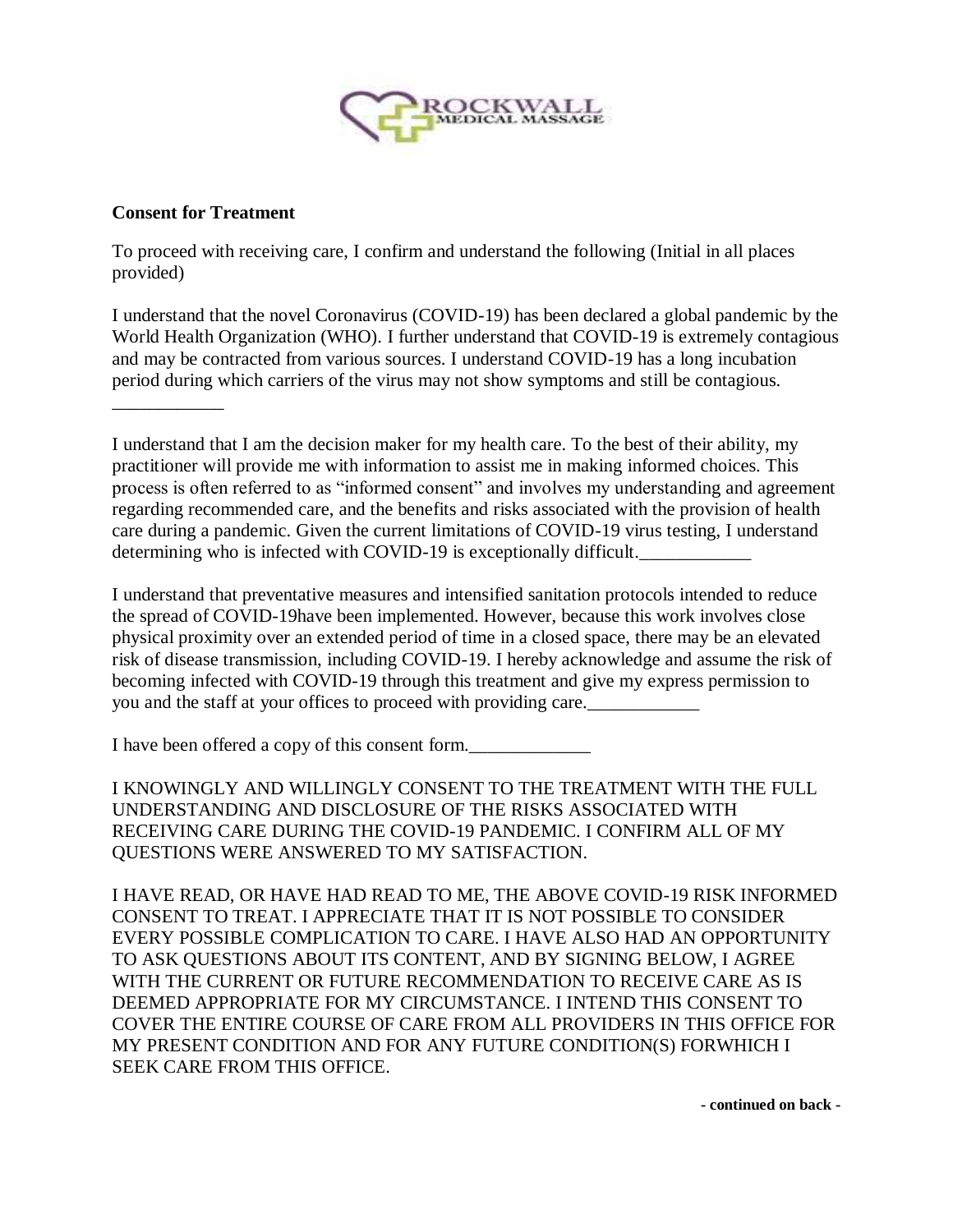ROCKWALL MEDICAL MASSAGE

**Consent for Treatment**

To proceed with receiving care, I confirm and understand the following (Initial in all places provided)

I understand that the novel Coronavirus (COVID-19) has been declared a global pandemic by the World Health Organization (WHO). I further understand that COVID-19 is extremely contagious and may be contracted from various sources. I understand COVID-19 has a long incubation period during which carriers of the virus may not show symptoms and still be contagious.

____________

I understand that I am the decision maker for my health care. To the best of their ability, my practitioner will provide me with information to assist me in making informed choices. This process is often referred to as "informed consent" and involves my understanding and agreement regarding recommended care, and the benefits and risks associated with the provision of health care during a pandemic. Given the current limitations of COVID-19 virus testing, I understand determining who is infected with COVID-19 is exceptionally difficult.____________

I understand that preventative measures and intensified sanitation protocols intended to reduce the spread of COVID-19have been implemented. However, because this work involves close physical proximity over an extended period of time in a closed space, there may be an elevated risk of disease transmission, including COVID-19. I hereby acknowledge and assume the risk of becoming infected with COVID-19 through this treatment and give my express permission to you and the staff at your offices to proceed with providing care.____________

I have been offered a copy of this consent form._____________

I KNOWINGLY AND WILLINGLY CONSENT TO THE TREATMENT WITH THE FULL UNDERSTANDING AND DISCLOSURE OF THE RISKS ASSOCIATED WITH RECEIVING CARE DURING THE COVID-19 PANDEMIC. I CONFIRM ALL OF MY QUESTIONS WERE ANSWERED TO MY SATISFACTION.

I HAVE READ, OR HAVE HAD READ TO ME, THE ABOVE COVID-19 RISK INFORMED CONSENT TO TREAT. I APPRECIATE THAT IT IS NOT POSSIBLE TO CONSIDER EVERY POSSIBLE COMPLICATION TO CARE. I HAVE ALSO HAD AN OPPORTUNITY TO ASK QUESTIONS ABOUT ITS CONTENT, AND BY SIGNING BELOW, I AGREE WITH THE CURRENT OR FUTURE RECOMMENDATION TO RECEIVE CARE AS IS DEEMED APPROPRIATE FOR MY CIRCUMSTANCE. I INTEND THIS CONSENT TO COVER THE ENTIRE COURSE OF CARE FROM ALL PROVIDERS IN THIS OFFICE FOR MY PRESENT CONDITION AND FOR ANY FUTURE CONDITION(S) FORWHICH I SEEK CARE FROM THIS OFFICE.

**- continued on back -**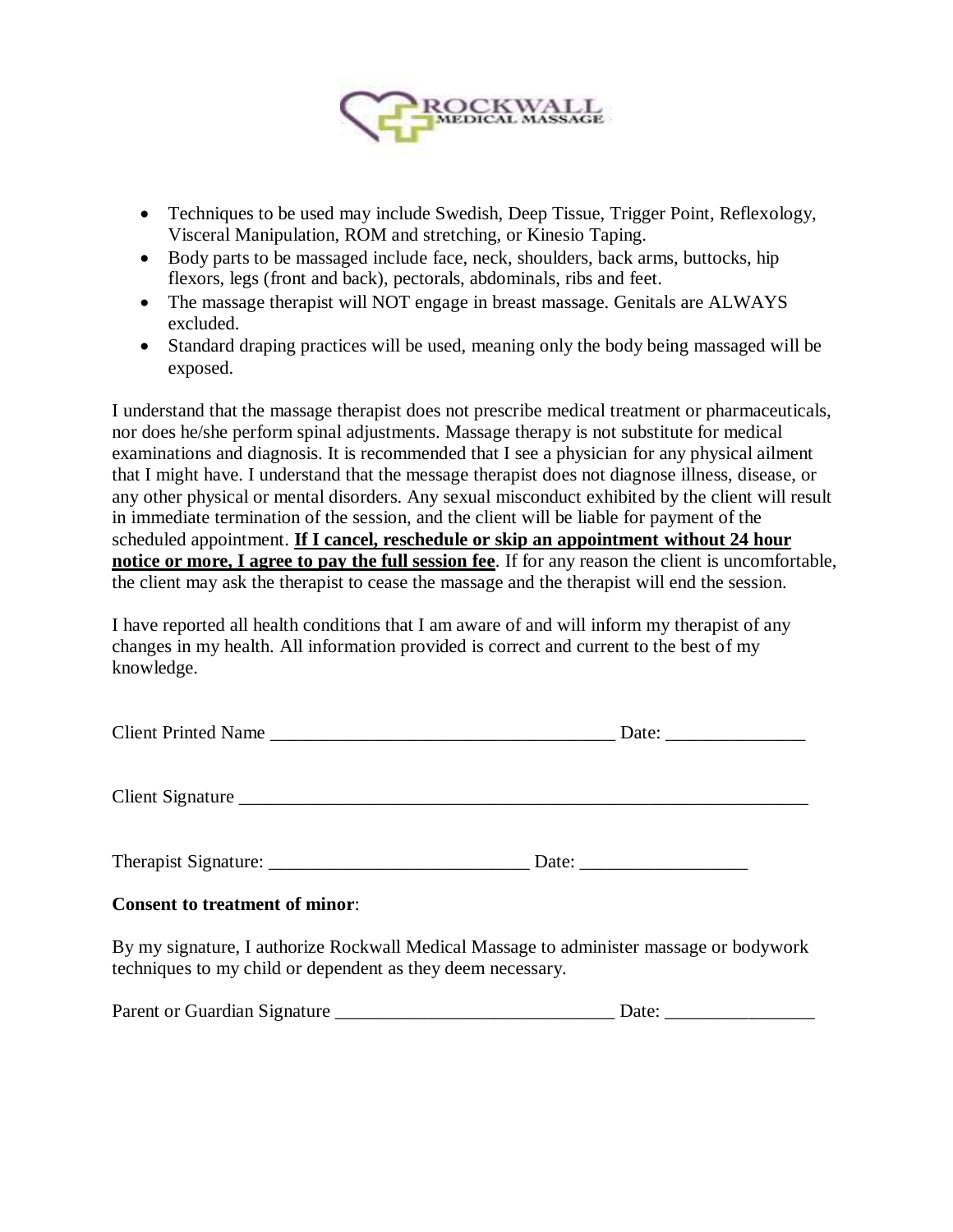- Techniques to be used may include Swedish, Deep Tissue, Trigger Point, Reflexology, Visceral Manipulation, ROM and stretching, or Kinesio Taping.
- Body parts to be massaged include face, neck, shoulders, back arms, buttocks, hip flexors, legs (front and back), pectorals, abdominals, ribs and feet.
- The massage therapist will NOT engage in breast massage. Genitals are ALWAYS excluded.
- Standard draping practices will be used, meaning only the body being massaged will be exposed.

I understand that the massage therapist does not prescribe medical treatment or pharmaceuticals, nor does he/she perform spinal adjustments. Massage therapy is not substitute for medical examinations and diagnosis. It is recommended that I see a physician for any physical ailment that I might have. I understand that the message therapist does not diagnose illness, disease, or any other physical or mental disorders. Any sexual misconduct exhibited by the client will result in immediate termination of the session, and the client will be liable for payment of the scheduled appointment. **<u>If I cancel, reschedule or skip an appointment without 24 hour notice or more, I agree to pay the full session fee</u>**. If for any reason the client is uncomfortable, the client may ask the therapist to cease the massage and the therapist will end the session.

I have reported all health conditions that I am aware of and will inform my therapist of any changes in my health. All information provided is correct and current to the best of my knowledge.

Client Printed Name _____________________________________ Date: _______________

Client Signature ______________________________________________________________

Therapist Signature: ____________________________ Date: __________________

**Consent to treatment of minor**:

By my signature, I authorize Rockwall Medical Massage to administer massage or bodywork techniques to my child or dependent as they deem necessary.

Parent or Guardian Signature ______________________________ Date: ________________